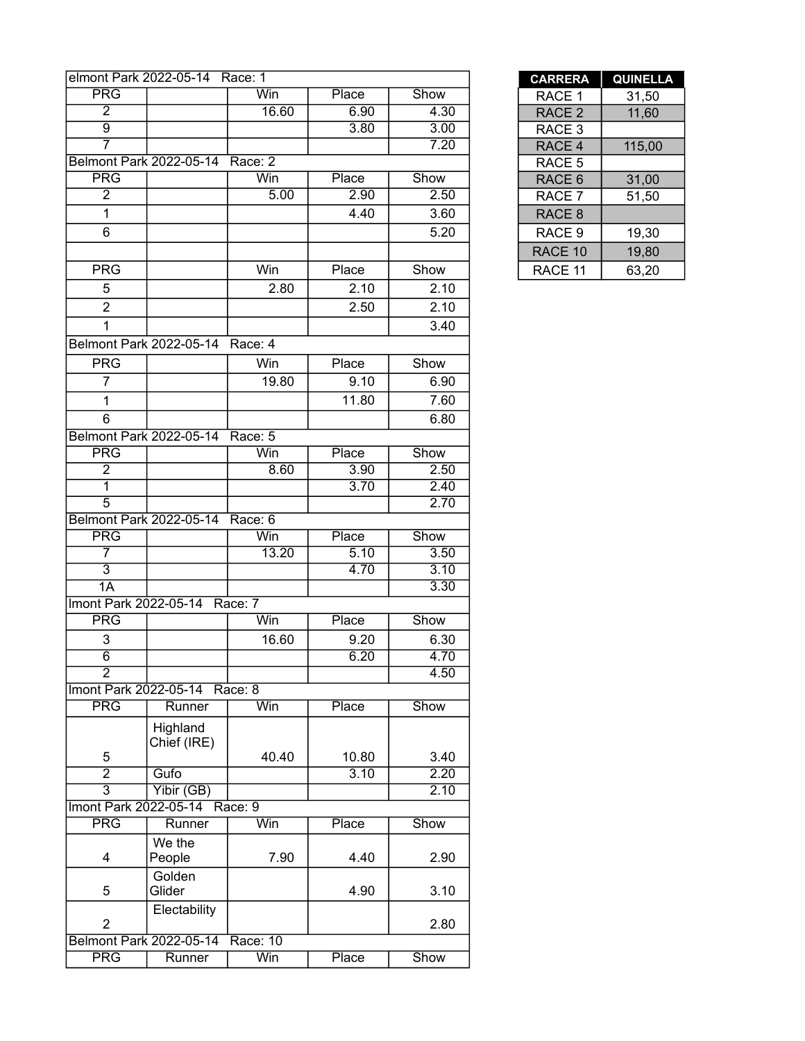| elmont Park 2022-05-14 Race: 1 | | | | |
|---|---|---|---|---|
| PRG | | Win | Place | Show |
| 2 | | 16.60 | 6.90 | 4.30 |
| 9 | | | 3.80 | 3.00 |
| 7 | | | | 7.20 |
| Belmont Park 2022-05-14 Race: 2 | | | | |
| PRG | | Win | Place | Show |
| 2 | | 5.00 | 2.90 | 2.50 |
| 1 | | | 4.40 | 3.60 |
| 6 | | | | 5.20 |
| | | | | |
| PRG | | Win | Place | Show |
| 5 | | 2.80 | 2.10 | 2.10 |
| 2 | | | 2.50 | 2.10 |
| 1 | | | | 3.40 |
| Belmont Park 2022-05-14 Race: 4 | | | | |
| PRG | | Win | Place | Show |
| 7 | | 19.80 | 9.10 | 6.90 |
| 1 | | | 11.80 | 7.60 |
| 6 | | | | 6.80 |
| Belmont Park 2022-05-14 Race: 5 | | | | |
| PRG | | Win | Place | Show |
| 2 | | 8.60 | 3.90 | 2.50 |
| 1 | | | 3.70 | 2.40 |
| 5 | | | | 2.70 |
| Belmont Park 2022-05-14 Race: 6 | | | | |
| PRG | | Win | Place | Show |
| 7 | | 13.20 | 5.10 | 3.50 |
| 3 | | | 4.70 | 3.10 |
| 1A | | | | 3.30 |
| lmont Park 2022-05-14 Race: 7 | | | | |
| PRG | | Win | Place | Show |
| 3 | | 16.60 | 9.20 | 6.30 |
| 6 | | | 6.20 | 4.70 |
| 2 | | | | 4.50 |
| lmont Park 2022-05-14 Race: 8 | | | | |
| PRG | Runner | Win | Place | Show |
| 5 | Highland Chief (IRE) | 40.40 | 10.80 | 3.40 |
| 2 | Gufo | | 3.10 | 2.20 |
| 3 | Yibir (GB) | | | 2.10 |
| lmont Park 2022-05-14 Race: 9 | | | | |
| PRG | Runner | Win | Place | Show |
| 4 | We the People | 7.90 | 4.40 | 2.90 |
| 5 | Golden Glider | | 4.90 | 3.10 |
| 2 | Electability | | | 2.80 |
| Belmont Park 2022-05-14 Race: 10 | | | | |
| PRG | Runner | Win | Place | Show |

| CARRERA | QUINELLA |
|---|---|
| RACE 1 | 31,50 |
| RACE 2 | 11,60 |
| RACE 3 | |
| RACE 4 | 115,00 |
| RACE 5 | |
| RACE 6 | 31,00 |
| RACE 7 | 51,50 |
| RACE 8 | |
| RACE 9 | 19,30 |
| RACE 10 | 19,80 |
| RACE 11 | 63,20 |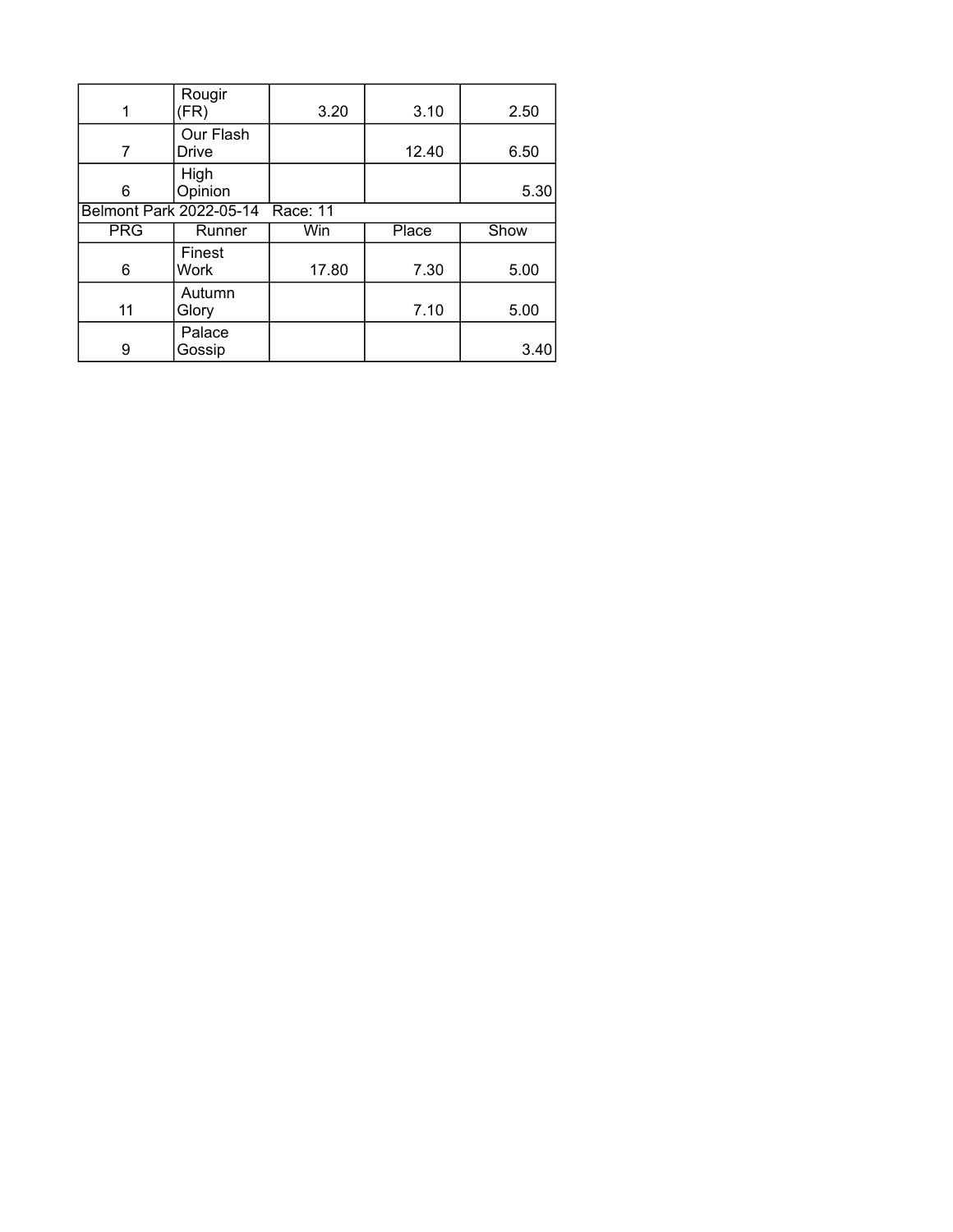| | | | | |
|---|---|---|---|---|
| 1 | Rougir (FR) | 3.20 | 3.10 | 2.50 |
| 7 | Our Flash Drive | | 12.40 | 6.50 |
| 6 | High Opinion | | | 5.30 |

Belmont Park 2022-05-14 Race: 11

| PRG | Runner | Win | Place | Show |
|---|---|---|---|---|
| 6 | Finest Work | 17.80 | 7.30 | 5.00 |
| 11 | Autumn Glory | | 7.10 | 5.00 |
| 9 | Palace Gossip | | | 3.40 |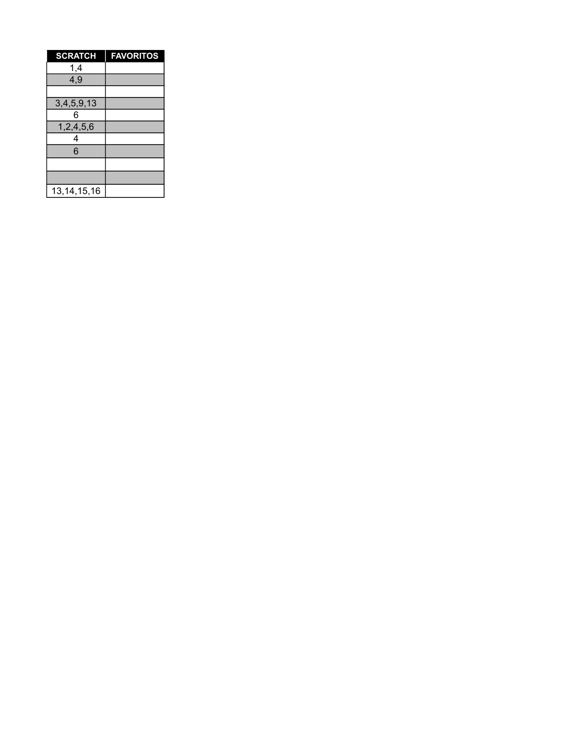| SCRATCH | FAVORITOS |
|---|---|
| 1,4 | |
| 4,9 | |
| | |
| 3,4,5,9,13 | |
| 6 | |
| 1,2,4,5,6 | |
| 4 | |
| 6 | |
| | |
| | |
| 13,14,15,16 | |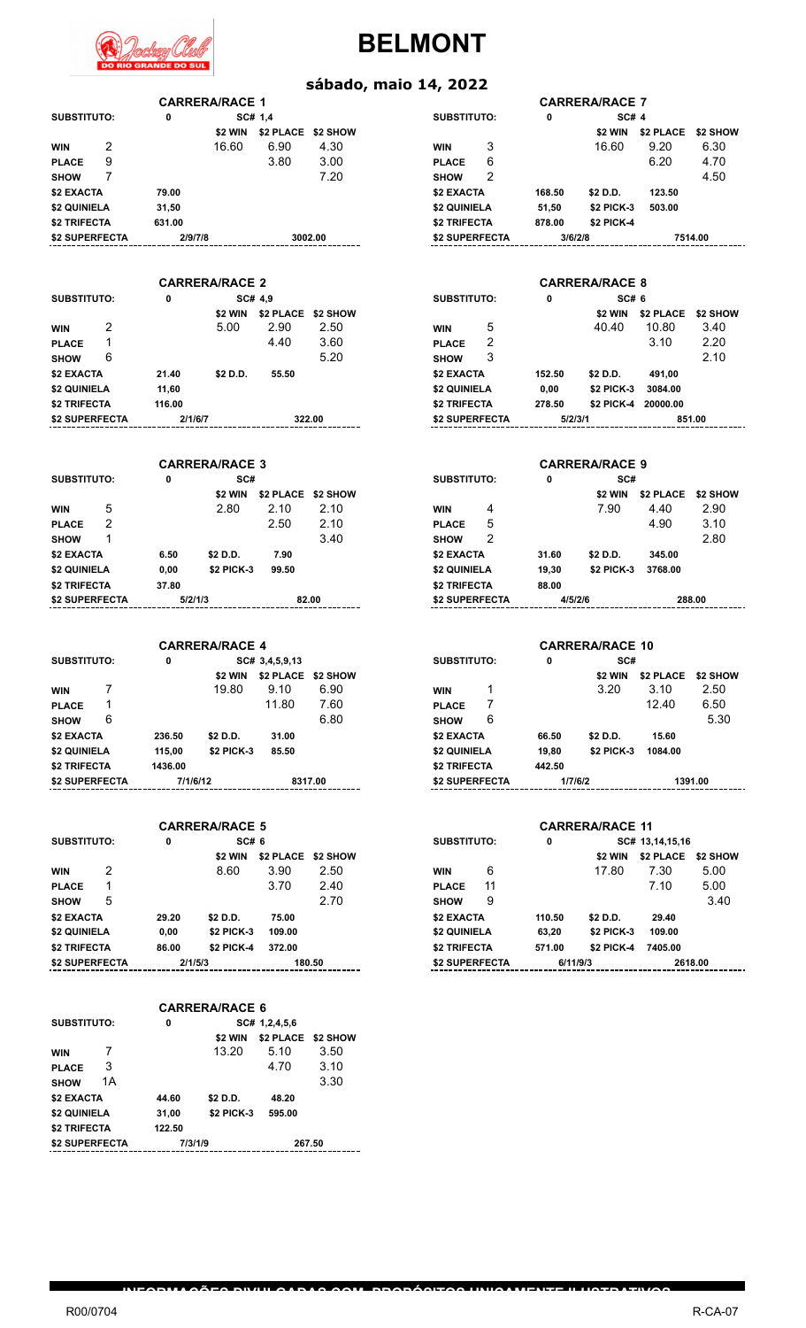# BELMONT

## sábado, maio 14, 2022

### CARRERA/RACE 1

| SUBSTITUTO: | | 0 | SC# 1,4 | | |
|---|---|---|---|---|---|
| | | | $2 WIN | $2 PLACE | $2 SHOW |
| WIN | 2 | | 16.60 | 6.90 | 4.30 |
| PLACE | 9 | | | 3.80 | 3.00 |
| SHOW | 7 | | | | 7.20 |
| $2 EXACTA | | 79.00 | | | |
| $2 QUINIELA | | 31,50 | | | |
| $2 TRIFECTA | | 631.00 | | | |
| $2 SUPERFECTA | | 2/9/7/8 | | 3002.00 | |

### CARRERA/RACE 2

| SUBSTITUTO: | | 0 | SC# 4,9 | | |
|---|---|---|---|---|---|
| | | | $2 WIN | $2 PLACE | $2 SHOW |
| WIN | 2 | | 5.00 | 2.90 | 2.50 |
| PLACE | 1 | | | 4.40 | 3.60 |
| SHOW | 6 | | | | 5.20 |
| $2 EXACTA | | 21.40 | $2 D.D. | 55.50 | |
| $2 QUINIELA | | 11,60 | | | |
| $2 TRIFECTA | | 116.00 | | | |
| $2 SUPERFECTA | | 2/1/6/7 | | 322.00 | |

### CARRERA/RACE 3

| SUBSTITUTO: | | 0 | SC# | | |
|---|---|---|---|---|---|
| | | | $2 WIN | $2 PLACE | $2 SHOW |
| WIN | 5 | | 2.80 | 2.10 | 2.10 |
| PLACE | 2 | | | 2.50 | 2.10 |
| SHOW | 1 | | | | 3.40 |
| $2 EXACTA | | 6.50 | $2 D.D. | 7.90 | |
| $2 QUINIELA | | 0,00 | $2 PICK-3 | 99.50 | |
| $2 TRIFECTA | | 37.80 | | | |
| $2 SUPERFECTA | | 5/2/1/3 | | 82.00 | |

### CARRERA/RACE 4

| SUBSTITUTO: | | 0 | SC# 3,4,5,9,13 | | |
|---|---|---|---|---|---|
| | | | $2 WIN | $2 PLACE | $2 SHOW |
| WIN | 7 | | 19.80 | 9.10 | 6.90 |
| PLACE | 1 | | | 11.80 | 7.60 |
| SHOW | 6 | | | | 6.80 |
| $2 EXACTA | | 236.50 | $2 D.D. | 31.00 | |
| $2 QUINIELA | | 115,00 | $2 PICK-3 | 85.50 | |
| $2 TRIFECTA | | 1436.00 | | | |
| $2 SUPERFECTA | | 7/1/6/12 | | 8317.00 | |

### CARRERA/RACE 5

| SUBSTITUTO: | | 0 | SC# 6 | | |
|---|---|---|---|---|---|
| | | | $2 WIN | $2 PLACE | $2 SHOW |
| WIN | 2 | | 8.60 | 3.90 | 2.50 |
| PLACE | 1 | | | 3.70 | 2.40 |
| SHOW | 5 | | | | 2.70 |
| $2 EXACTA | | 29.20 | $2 D.D. | 75.00 | |
| $2 QUINIELA | | 0,00 | $2 PICK-3 | 109.00 | |
| $2 TRIFECTA | | 86.00 | $2 PICK-4 | 372.00 | |
| $2 SUPERFECTA | | 2/1/5/3 | | 180.50 | |

### CARRERA/RACE 6

| SUBSTITUTO: | | 0 | SC# 1,2,4,5,6 | | |
|---|---|---|---|---|---|
| | | | $2 WIN | $2 PLACE | $2 SHOW |
| WIN | 7 | | 13.20 | 5.10 | 3.50 |
| PLACE | 3 | | | 4.70 | 3.10 |
| SHOW | 1A | | | | 3.30 |
| $2 EXACTA | | 44.60 | $2 D.D. | 48.20 | |
| $2 QUINIELA | | 31,00 | $2 PICK-3 | 595.00 | |
| $2 TRIFECTA | | 122.50 | | | |
| $2 SUPERFECTA | | 7/3/1/9 | | 267.50 | |

### CARRERA/RACE 7

| SUBSTITUTO: | | 0 | SC# 4 | | |
|---|---|---|---|---|---|
| | | | $2 WIN | $2 PLACE | $2 SHOW |
| WIN | 3 | | 16.60 | 9.20 | 6.30 |
| PLACE | 6 | | | 6.20 | 4.70 |
| SHOW | 2 | | | | 4.50 |
| $2 EXACTA | | 168.50 | $2 D.D. | 123.50 | |
| $2 QUINIELA | | 51,50 | $2 PICK-3 | 503.00 | |
| $2 TRIFECTA | | 878.00 | $2 PICK-4 | | |
| $2 SUPERFECTA | | 3/6/2/8 | | 7514.00 | |

### CARRERA/RACE 8

| SUBSTITUTO: | | 0 | SC# 6 | | |
|---|---|---|---|---|---|
| | | | $2 WIN | $2 PLACE | $2 SHOW |
| WIN | 5 | | 40.40 | 10.80 | 3.40 |
| PLACE | 2 | | | 3.10 | 2.20 |
| SHOW | 3 | | | | 2.10 |
| $2 EXACTA | | 152.50 | $2 D.D. | 491,00 | |
| $2 QUINIELA | | 0,00 | $2 PICK-3 | 3084.00 | |
| $2 TRIFECTA | | 278.50 | $2 PICK-4 | 20000.00 | |
| $2 SUPERFECTA | | 5/2/3/1 | | 851.00 | |

### CARRERA/RACE 9

| SUBSTITUTO: | | 0 | SC# | | |
|---|---|---|---|---|---|
| | | | $2 WIN | $2 PLACE | $2 SHOW |
| WIN | 4 | | 7.90 | 4.40 | 2.90 |
| PLACE | 5 | | | 4.90 | 3.10 |
| SHOW | 2 | | | | 2.80 |
| $2 EXACTA | | 31.60 | $2 D.D. | 345.00 | |
| $2 QUINIELA | | 19,30 | $2 PICK-3 | 3768.00 | |
| $2 TRIFECTA | | 88.00 | | | |
| $2 SUPERFECTA | | 4/5/2/6 | | 288.00 | |

### CARRERA/RACE 10

| SUBSTITUTO: | | 0 | SC# | | |
|---|---|---|---|---|---|
| | | | $2 WIN | $2 PLACE | $2 SHOW |
| WIN | 1 | | 3.20 | 3.10 | 2.50 |
| PLACE | 7 | | | 12.40 | 6.50 |
| SHOW | 6 | | | | 5.30 |
| $2 EXACTA | | 66.50 | $2 D.D. | 15.60 | |
| $2 QUINIELA | | 19,80 | $2 PICK-3 | 1084.00 | |
| $2 TRIFECTA | | 442.50 | | | |
| $2 SUPERFECTA | | 1/7/6/2 | | 1391.00 | |

### CARRERA/RACE 11

| SUBSTITUTO: | | 0 | SC# 13,14,15,16 | | |
|---|---|---|---|---|---|
| | | | $2 WIN | $2 PLACE | $2 SHOW |
| WIN | 6 | | 17.80 | 7.30 | 5.00 |
| PLACE | 11 | | | 7.10 | 5.00 |
| SHOW | 9 | | | | 3.40 |
| $2 EXACTA | | 110.50 | $2 D.D. | 29.40 | |
| $2 QUINIELA | | 63,20 | $2 PICK-3 | 109.00 | |
| $2 TRIFECTA | | 571.00 | $2 PICK-4 | 7405.00 | |
| $2 SUPERFECTA | | 6/11/9/3 | | 2618.00 | |

INFORMAÇÕES DIVULGADAS COM PROPÓSITOS UNICAMENTE ILUSTRATIVOS

R00/0704 R-CA-07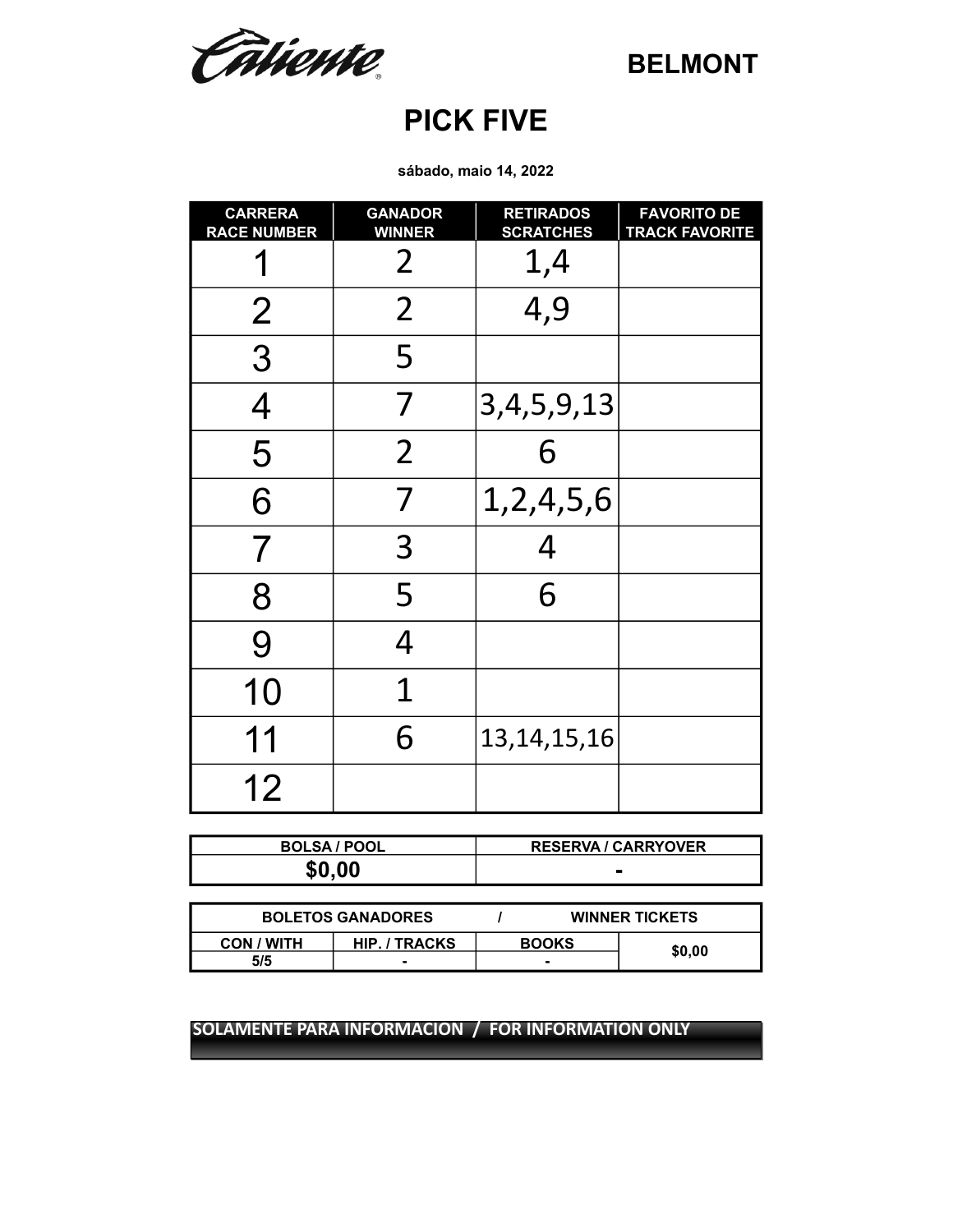Caliente

**BELMONT**

# PICK FIVE

**sábado, maio 14, 2022**

| CARRERA RACE NUMBER | GANADOR WINNER | RETIRADOS SCRATCHES | FAVORITO DE TRACK FAVORITE |
|---|---|---|---|
| 1 | 2 | 1,4 | |
| 2 | 2 | 4,9 | |
| 3 | 5 | | |
| 4 | 7 | 3,4,5,9,13 | |
| 5 | 2 | 6 | |
| 6 | 7 | 1,2,4,5,6 | |
| 7 | 3 | 4 | |
| 8 | 5 | 6 | |
| 9 | 4 | | |
| 10 | 1 | | |
| 11 | 6 | 13,14,15,16 | |
| 12 | | | |

| BOLSA / POOL | RESERVA / CARRYOVER |
|---|---|
| **$0,00** | - |

| BOLETOS GANADORES / WINNER TICKETS | | | |
|---|---|---|---|
| CON / WITH | HIP. / TRACKS | BOOKS | $0,00 |
| 5/5 | - | - | |

**SOLAMENTE PARA INFORMACION / FOR INFORMATION ONLY**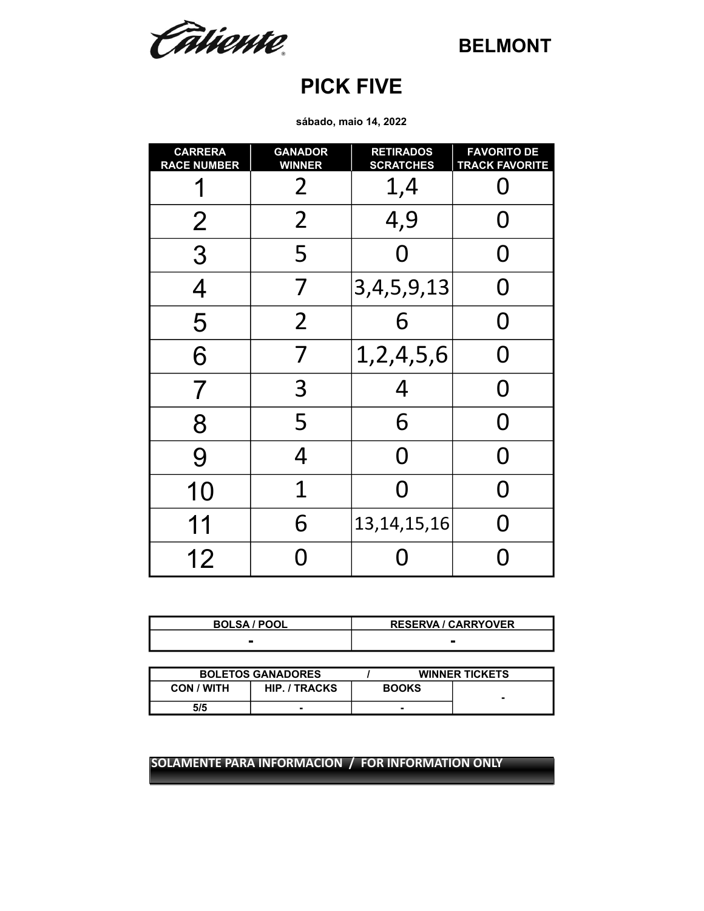Caliente

BELMONT

# PICK FIVE

**sábado, maio 14, 2022**

| CARRERA RACE NUMBER | GANADOR WINNER | RETIRADOS SCRATCHES | FAVORITO DE TRACK FAVORITE |
|---|---|---|---|
| 1 | 2 | 1,4 | 0 |
| 2 | 2 | 4,9 | 0 |
| 3 | 5 | 0 | 0 |
| 4 | 7 | 3,4,5,9,13 | 0 |
| 5 | 2 | 6 | 0 |
| 6 | 7 | 1,2,4,5,6 | 0 |
| 7 | 3 | 4 | 0 |
| 8 | 5 | 6 | 0 |
| 9 | 4 | 0 | 0 |
| 10 | 1 | 0 | 0 |
| 11 | 6 | 13,14,15,16 | 0 |
| 12 | 0 | 0 | 0 |

| BOLSA / POOL | RESERVA / CARRYOVER |
|---|---|
| - | - |

| BOLETOS GANADORES / WINNER TICKETS | | | |
|---|---|---|---|
| CON / WITH | HIP. / TRACKS | BOOKS | - |
| 5/5 | - | - | |

**SOLAMENTE PARA INFORMACION / FOR INFORMATION ONLY**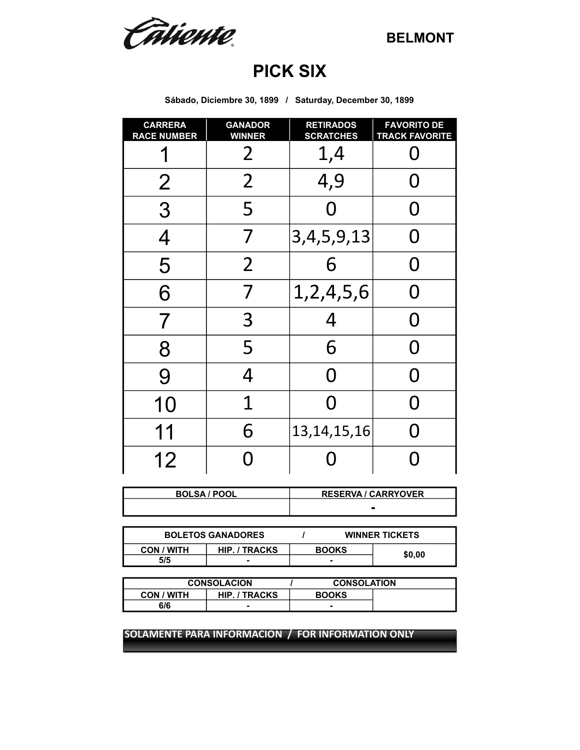Caliente

**BELMONT**

# PICK SIX

**Sábado, Diciembre 30, 1899 / Saturday, December 30, 1899**

| CARRERA RACE NUMBER | GANADOR WINNER | RETIRADOS SCRATCHES | FAVORITO DE TRACK FAVORITE |
|---|---|---|---|
| 1 | 2 | 1,4 | 0 |
| 2 | 2 | 4,9 | 0 |
| 3 | 5 | 0 | 0 |
| 4 | 7 | 3,4,5,9,13 | 0 |
| 5 | 2 | 6 | 0 |
| 6 | 7 | 1,2,4,5,6 | 0 |
| 7 | 3 | 4 | 0 |
| 8 | 5 | 6 | 0 |
| 9 | 4 | 0 | 0 |
| 10 | 1 | 0 | 0 |
| 11 | 6 | 13,14,15,16 | 0 |
| 12 | 0 | 0 | 0 |

| BOLSA / POOL | RESERVA / CARRYOVER |
|---|---|
| | - |

| BOLETOS GANADORES / WINNER TICKETS | | | |
|---|---|---|---|
| CON / WITH | HIP. / TRACKS | BOOKS | $0,00 |
| 5/5 | - | - | |

| CONSOLACION / CONSOLATION | | | |
|---|---|---|---|
| CON / WITH | HIP. / TRACKS | BOOKS | |
| 6/6 | - | - | |

**SOLAMENTE PARA INFORMACION / FOR INFORMATION ONLY**